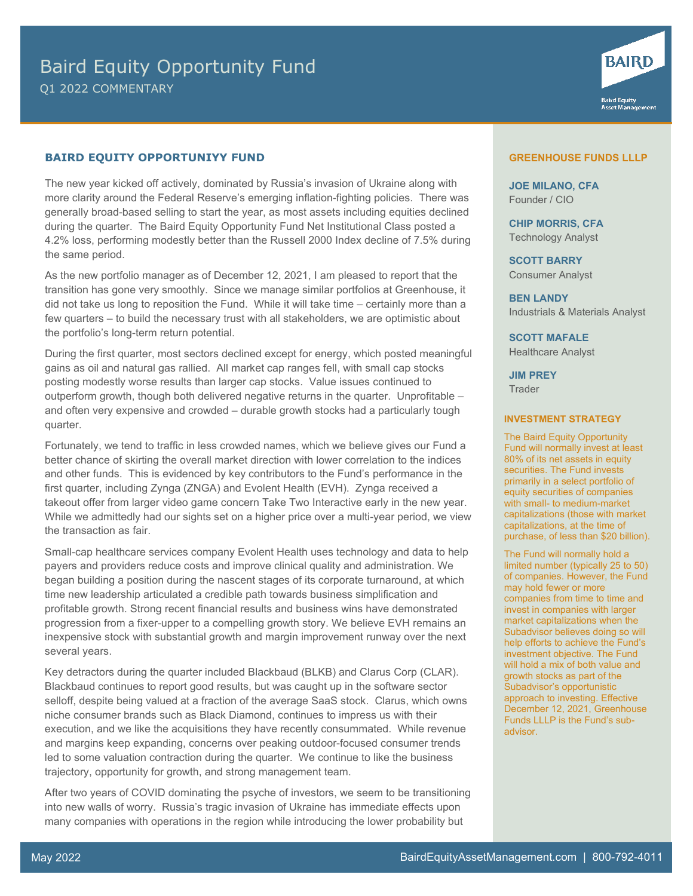# Baird Equity Opportunity Fund

Q1 2022 COMMENTARY

## BAIRD EQUITY OPPORTUNIYY FUND

The new year kicked off actively, dominated by Russia's invasion of Ukraine along with more clarity around the Federal Reserve's emerging inflation-fighting policies. There was generally broad-based selling to start the year, as most assets including equities declined during the quarter. The Baird Equity Opportunity Fund Net Institutional Class posted a 4.2% loss, performing modestly better than the Russell 2000 Index decline of 7.5% during the same period.

As the new portfolio manager as of December 12, 2021, I am pleased to report that the transition has gone very smoothly. Since we manage similar portfolios at Greenhouse, it did not take us long to reposition the Fund. While it will take time – certainly more than a few quarters – to build the necessary trust with all stakeholders, we are optimistic about the portfolio's long-term return potential.

During the first quarter, most sectors declined except for energy, which posted meaningful gains as oil and natural gas rallied. All market cap ranges fell, with small cap stocks posting modestly worse results than larger cap stocks. Value issues continued to outperform growth, though both delivered negative returns in the quarter. Unprofitable – and often very expensive and crowded – durable growth stocks had a particularly tough quarter.

Fortunately, we tend to traffic in less crowded names, which we believe gives our Fund a better chance of skirting the overall market direction with lower correlation to the indices and other funds. This is evidenced by key contributors to the Fund's performance in the first quarter, including Zynga (ZNGA) and Evolent Health (EVH). Zynga received a takeout offer from larger video game concern Take Two Interactive early in the new year. While we admittedly had our sights set on a higher price over a multi-year period, we view the transaction as fair.

Small-cap healthcare services company Evolent Health uses technology and data to help payers and providers reduce costs and improve clinical quality and administration. We began building a position during the nascent stages of its corporate turnaround, at which time new leadership articulated a credible path towards business simplification and profitable growth. Strong recent financial results and business wins have demonstrated progression from a fixer-upper to a compelling growth story. We believe EVH remains an inexpensive stock with substantial growth and margin improvement runway over the next several years.

Key detractors during the quarter included Blackbaud (BLKB) and Clarus Corp (CLAR). Blackbaud continues to report good results, but was caught up in the software sector selloff, despite being valued at a fraction of the average SaaS stock. Clarus, which owns niche consumer brands such as Black Diamond, continues to impress us with their execution, and we like the acquisitions they have recently consummated. While revenue and margins keep expanding, concerns over peaking outdoor-focused consumer trends led to some valuation contraction during the quarter. We continue to like the business trajectory, opportunity for growth, and strong management team.

After two years of COVID dominating the psyche of investors, we seem to be transitioning into new walls of worry. Russia's tragic invasion of Ukraine has immediate effects upon many companies with operations in the region while introducing the lower probability but

### GREENHOUSE FUNDS LLLP

**JOE MILANO, CFA**
Founder / CIO

**CHIP MORRIS, CFA**
Technology Analyst

**SCOTT BARRY**
Consumer Analyst

**BEN LANDY**
Industrials & Materials Analyst

**SCOTT MAFALE**
Healthcare Analyst

**JIM PREY**
Trader

### INVESTMENT STRATEGY

The Baird Equity Opportunity Fund will normally invest at least 80% of its net assets in equity securities. The Fund invests primarily in a select portfolio of equity securities of companies with small- to medium-market capitalizations (those with market capitalizations, at the time of purchase, of less than $20 billion).

The Fund will normally hold a limited number (typically 25 to 50) of companies. However, the Fund may hold fewer or more companies from time to time and invest in companies with larger market capitalizations when the Subadvisor believes doing so will help efforts to achieve the Fund's investment objective. The Fund will hold a mix of both value and growth stocks as part of the Subadvisor's opportunistic approach to investing. Effective December 12, 2021, Greenhouse Funds LLLP is the Fund's sub-advisor.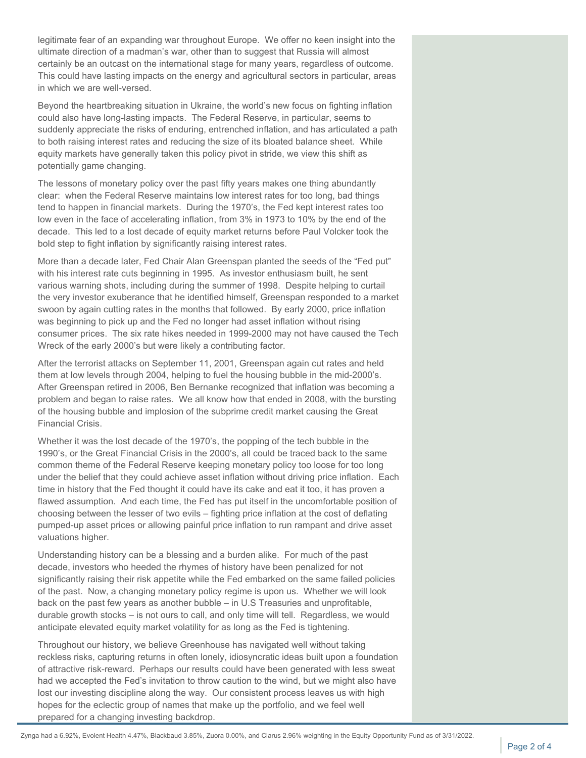legitimate fear of an expanding war throughout Europe. We offer no keen insight into the ultimate direction of a madman's war, other than to suggest that Russia will almost certainly be an outcast on the international stage for many years, regardless of outcome. This could have lasting impacts on the energy and agricultural sectors in particular, areas in which we are well-versed.

Beyond the heartbreaking situation in Ukraine, the world's new focus on fighting inflation could also have long-lasting impacts. The Federal Reserve, in particular, seems to suddenly appreciate the risks of enduring, entrenched inflation, and has articulated a path to both raising interest rates and reducing the size of its bloated balance sheet. While equity markets have generally taken this policy pivot in stride, we view this shift as potentially game changing.

The lessons of monetary policy over the past fifty years makes one thing abundantly clear: when the Federal Reserve maintains low interest rates for too long, bad things tend to happen in financial markets. During the 1970's, the Fed kept interest rates too low even in the face of accelerating inflation, from 3% in 1973 to 10% by the end of the decade. This led to a lost decade of equity market returns before Paul Volcker took the bold step to fight inflation by significantly raising interest rates.

More than a decade later, Fed Chair Alan Greenspan planted the seeds of the "Fed put" with his interest rate cuts beginning in 1995. As investor enthusiasm built, he sent various warning shots, including during the summer of 1998. Despite helping to curtail the very investor exuberance that he identified himself, Greenspan responded to a market swoon by again cutting rates in the months that followed. By early 2000, price inflation was beginning to pick up and the Fed no longer had asset inflation without rising consumer prices. The six rate hikes needed in 1999-2000 may not have caused the Tech Wreck of the early 2000's but were likely a contributing factor.

After the terrorist attacks on September 11, 2001, Greenspan again cut rates and held them at low levels through 2004, helping to fuel the housing bubble in the mid-2000's. After Greenspan retired in 2006, Ben Bernanke recognized that inflation was becoming a problem and began to raise rates. We all know how that ended in 2008, with the bursting of the housing bubble and implosion of the subprime credit market causing the Great Financial Crisis.

Whether it was the lost decade of the 1970's, the popping of the tech bubble in the 1990's, or the Great Financial Crisis in the 2000's, all could be traced back to the same common theme of the Federal Reserve keeping monetary policy too loose for too long under the belief that they could achieve asset inflation without driving price inflation. Each time in history that the Fed thought it could have its cake and eat it too, it has proven a flawed assumption. And each time, the Fed has put itself in the uncomfortable position of choosing between the lesser of two evils – fighting price inflation at the cost of deflating pumped-up asset prices or allowing painful price inflation to run rampant and drive asset valuations higher.

Understanding history can be a blessing and a burden alike. For much of the past decade, investors who heeded the rhymes of history have been penalized for not significantly raising their risk appetite while the Fed embarked on the same failed policies of the past. Now, a changing monetary policy regime is upon us. Whether we will look back on the past few years as another bubble – in U.S Treasuries and unprofitable, durable growth stocks – is not ours to call, and only time will tell. Regardless, we would anticipate elevated equity market volatility for as long as the Fed is tightening.

Throughout our history, we believe Greenhouse has navigated well without taking reckless risks, capturing returns in often lonely, idiosyncratic ideas built upon a foundation of attractive risk-reward. Perhaps our results could have been generated with less sweat had we accepted the Fed's invitation to throw caution to the wind, but we might also have lost our investing discipline along the way. Our consistent process leaves us with high hopes for the eclectic group of names that make up the portfolio, and we feel well prepared for a changing investing backdrop.

Zynga had a 6.92%, Evolent Health 4.47%, Blackbaud 3.85%, Zuora 0.00%, and Clarus 2.96% weighting in the Equity Opportunity Fund as of 3/31/2022.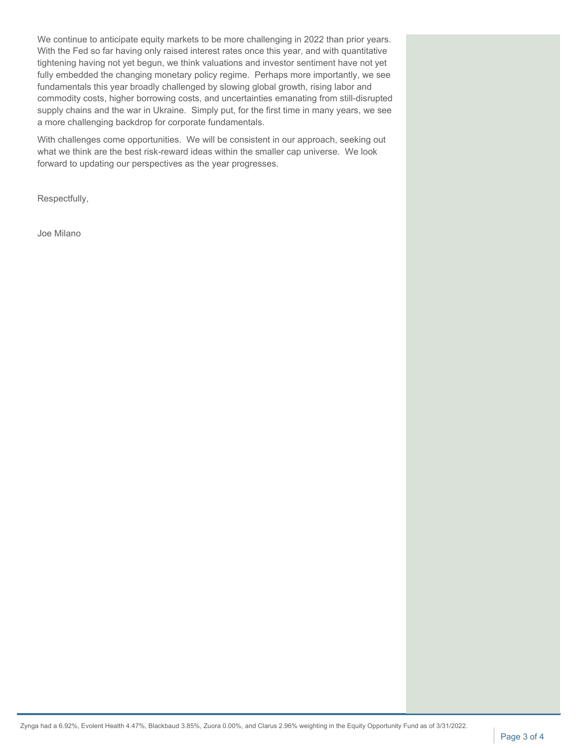We continue to anticipate equity markets to be more challenging in 2022 than prior years. With the Fed so far having only raised interest rates once this year, and with quantitative tightening having not yet begun, we think valuations and investor sentiment have not yet fully embedded the changing monetary policy regime. Perhaps more importantly, we see fundamentals this year broadly challenged by slowing global growth, rising labor and commodity costs, higher borrowing costs, and uncertainties emanating from still-disrupted supply chains and the war in Ukraine. Simply put, for the first time in many years, we see a more challenging backdrop for corporate fundamentals.

With challenges come opportunities. We will be consistent in our approach, seeking out what we think are the best risk-reward ideas within the smaller cap universe. We look forward to updating our perspectives as the year progresses.

Respectfully,

Joe Milano

Zynga had a 6.92%, Evolent Health 4.47%, Blackbaud 3.85%, Zuora 0.00%, and Clarus 2.96% weighting in the Equity Opportunity Fund as of 3/31/2022.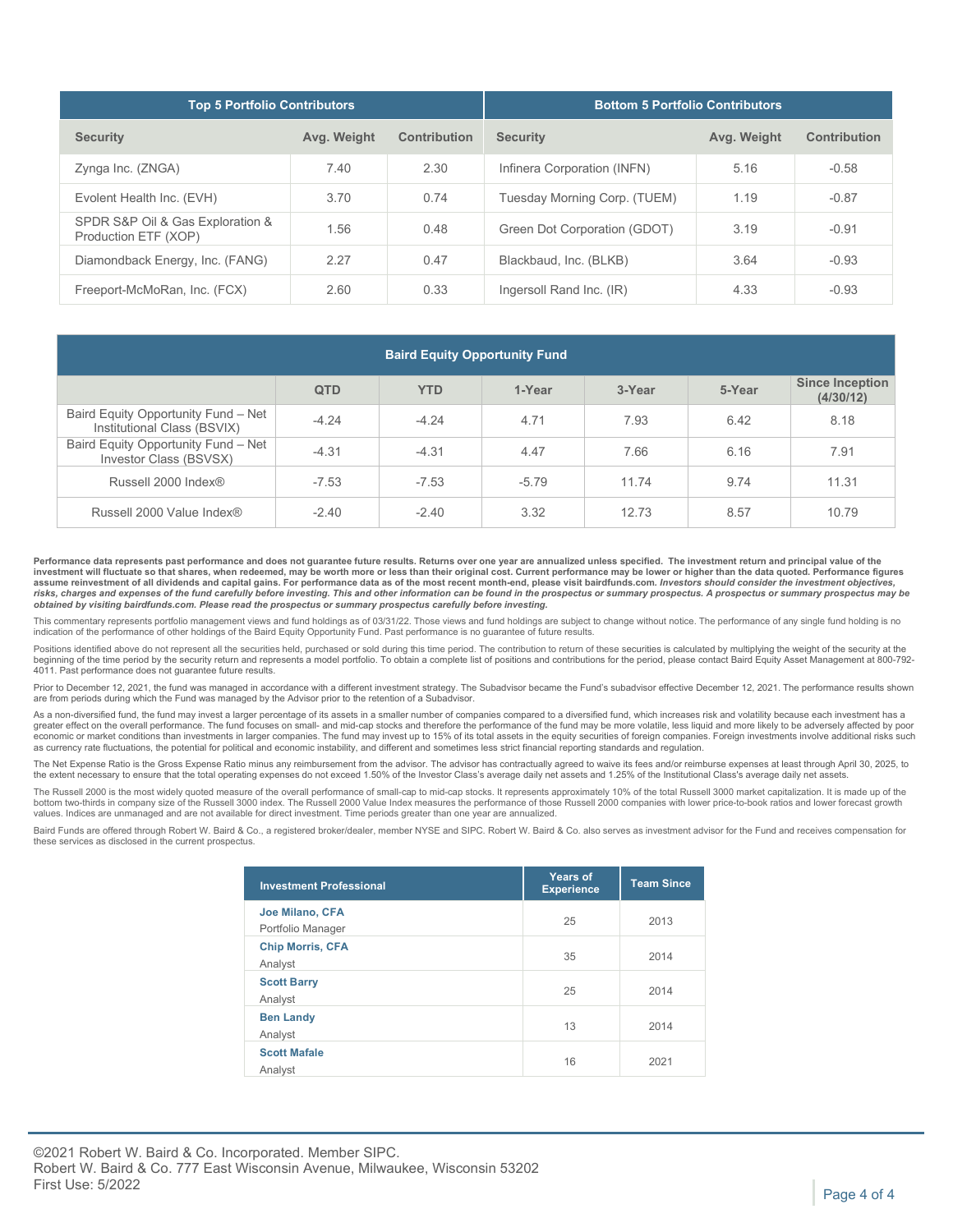| Top 5 Portfolio Contributors | | | Bottom 5 Portfolio Contributors | | |
|---|---|---|---|---|---|
| **Security** | **Avg. Weight** | **Contribution** | **Security** | **Avg. Weight** | **Contribution** |
| Zynga Inc. (ZNGA) | 7.40 | 2.30 | Infinera Corporation (INFN) | 5.16 | -0.58 |
| Evolent Health Inc. (EVH) | 3.70 | 0.74 | Tuesday Morning Corp. (TUEM) | 1.19 | -0.87 |
| SPDR S&P Oil & Gas Exploration & Production ETF (XOP) | 1.56 | 0.48 | Green Dot Corporation (GDOT) | 3.19 | -0.91 |
| Diamondback Energy, Inc. (FANG) | 2.27 | 0.47 | Blackbaud, Inc. (BLKB) | 3.64 | -0.93 |
| Freeport-McMoRan, Inc. (FCX) | 2.60 | 0.33 | Ingersoll Rand Inc. (IR) | 4.33 | -0.93 |

**Baird Equity Opportunity Fund**

| | QTD | YTD | 1-Year | 3-Year | 5-Year | Since Inception (4/30/12) |
|---|---|---|---|---|---|---|
| Baird Equity Opportunity Fund – Net Institutional Class (BSVIX) | -4.24 | -4.24 | 4.71 | 7.93 | 6.42 | 8.18 |
| Baird Equity Opportunity Fund – Net Investor Class (BSVSX) | -4.31 | -4.31 | 4.47 | 7.66 | 6.16 | 7.91 |
| Russell 2000 Index® | -7.53 | -7.53 | -5.79 | 11.74 | 9.74 | 11.31 |
| Russell 2000 Value Index® | -2.40 | -2.40 | 3.32 | 12.73 | 8.57 | 10.79 |

**Performance data represents past performance and does not guarantee future results. Returns over one year are annualized unless specified. The investment return and principal value of the investment will fluctuate so that shares, when redeemed, may be worth more or less than their original cost. Current performance may be lower or higher than the data quoted. Performance figures assume reinvestment of all dividends and capital gains. For performance data as of the most recent month-end, please visit bairdfunds.com.** ***Investors should consider the investment objectives, risks, charges and expenses of the fund carefully before investing. This and other information can be found in the prospectus or summary prospectus. A prospectus or summary prospectus may be obtained by visiting bairdfunds.com. Please read the prospectus or summary prospectus carefully before investing.***

This commentary represents portfolio management views and fund holdings as of 03/31/22. Those views and fund holdings are subject to change without notice. The performance of any single fund holding is no indication of the performance of other holdings of the Baird Equity Opportunity Fund. Past performance is no guarantee of future results.

Positions identified above do not represent all the securities held, purchased or sold during this time period. The contribution to return of these securities is calculated by multiplying the weight of the security at the beginning of the time period by the security return and represents a model portfolio. To obtain a complete list of positions and contributions for the period, please contact Baird Equity Asset Management at 800-792-4011. Past performance does not guarantee future results.

Prior to December 12, 2021, the fund was managed in accordance with a different investment strategy. The Subadvisor became the Fund's subadvisor effective December 12, 2021. The performance results shown are from periods during which the Fund was managed by the Advisor prior to the retention of a Subadvisor.

As a non-diversified fund, the fund may invest a larger percentage of its assets in a smaller number of companies compared to a diversified fund, which increases risk and volatility because each investment has a greater effect on the overall performance. The fund focuses on small- and mid-cap stocks and therefore the performance of the fund may be more volatile, less liquid and more likely to be adversely affected by poor economic or market conditions than investments in larger companies. The fund may invest up to 15% of its total assets in the equity securities of foreign companies. Foreign investments involve additional risks such as currency rate fluctuations, the potential for political and economic instability, and different and sometimes less strict financial reporting standards and regulation.

The Net Expense Ratio is the Gross Expense Ratio minus any reimbursement from the advisor. The advisor has contractually agreed to waive its fees and/or reimburse expenses at least through April 30, 2025, to the extent necessary to ensure that the total operating expenses do not exceed 1.50% of the Investor Class's average daily net assets and 1.25% of the Institutional Class's average daily net assets.

The Russell 2000 is the most widely quoted measure of the overall performance of small-cap to mid-cap stocks. It represents approximately 10% of the total Russell 3000 market capitalization. It is made up of the bottom two-thirds in company size of the Russell 3000 index. The Russell 2000 Value Index measures the performance of those Russell 2000 companies with lower price-to-book ratios and lower forecast growth values. Indices are unmanaged and are not available for direct investment. Time periods greater than one year are annualized.

Baird Funds are offered through Robert W. Baird & Co., a registered broker/dealer, member NYSE and SIPC. Robert W. Baird & Co. also serves as investment advisor for the Fund and receives compensation for these services as disclosed in the current prospectus.

| Investment Professional | Years of Experience | Team Since |
|---|---|---|
| **Joe Milano, CFA** Portfolio Manager | 25 | 2013 |
| **Chip Morris, CFA** Analyst | 35 | 2014 |
| **Scott Barry** Analyst | 25 | 2014 |
| **Ben Landy** Analyst | 13 | 2014 |
| **Scott Mafale** Analyst | 16 | 2021 |

©2021 Robert W. Baird & Co. Incorporated. Member SIPC.
Robert W. Baird & Co. 777 East Wisconsin Avenue, Milwaukee, Wisconsin 53202
First Use: 5/2022